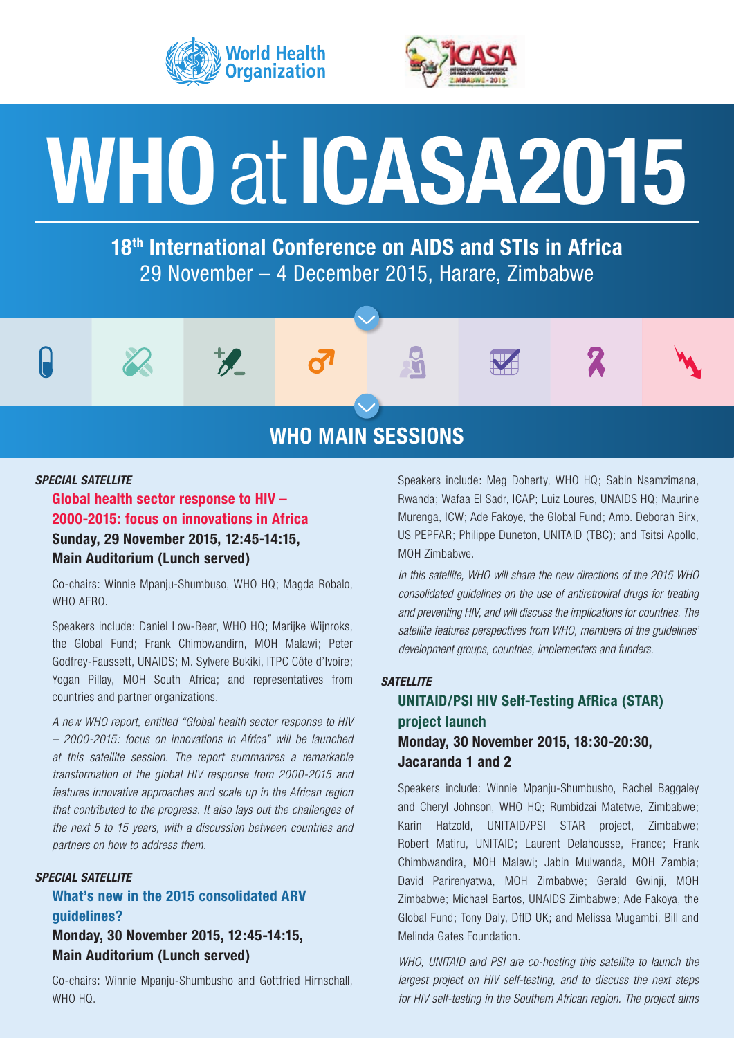# WHO at ICASA2015

## 18th International Conference on AIDS and STIs in Africa

29 November – 4 December 2015, Harare, Zimbabwe

## WHO MAIN SESSIONS

***SPECIAL SATELLITE***

### Global health sector response to HIV – 2000-2015: focus on innovations in Africa

**Sunday, 29 November 2015, 12:45-14:15, Main Auditorium (Lunch served)**

Co-chairs: Winnie Mpanju-Shumbuso, WHO HQ; Magda Robalo, WHO AFRO.

Speakers include: Daniel Low-Beer, WHO HQ; Marijke Wijnroks, the Global Fund; Frank Chimbwandirn, MOH Malawi; Peter Godfrey-Faussett, UNAIDS; M. Sylvere Bukiki, ITPC Côte d'Ivoire; Yogan Pillay, MOH South Africa; and representatives from countries and partner organizations.

*A new WHO report, entitled "Global health sector response to HIV – 2000-2015: focus on innovations in Africa" will be launched at this satellite session. The report summarizes a remarkable transformation of the global HIV response from 2000-2015 and features innovative approaches and scale up in the African region that contributed to the progress. It also lays out the challenges of the next 5 to 15 years, with a discussion between countries and partners on how to address them.*

***SPECIAL SATELLITE***

### What's new in the 2015 consolidated ARV guidelines?

**Monday, 30 November 2015, 12:45-14:15, Main Auditorium (Lunch served)**

Co-chairs: Winnie Mpanju-Shumbusho and Gottfried Hirnschall, WHO HQ.

Speakers include: Meg Doherty, WHO HQ; Sabin Nsamzimana, Rwanda; Wafaa El Sadr, ICAP; Luiz Loures, UNAIDS HQ; Maurine Murenga, ICW; Ade Fakoye, the Global Fund; Amb. Deborah Birx, US PEPFAR; Philippe Duneton, UNITAID (TBC); and Tsitsi Apollo, MOH Zimbabwe.

*In this satellite, WHO will share the new directions of the 2015 WHO consolidated guidelines on the use of antiretroviral drugs for treating and preventing HIV, and will discuss the implications for countries. The satellite features perspectives from WHO, members of the guidelines' development groups, countries, implementers and funders.*

***SATELLITE***

### UNITAID/PSI HIV Self-Testing AfRica (STAR) project launch

**Monday, 30 November 2015, 18:30-20:30, Jacaranda 1 and 2**

Speakers include: Winnie Mpanju-Shumbusho, Rachel Baggaley and Cheryl Johnson, WHO HQ; Rumbidzai Matetwe, Zimbabwe; Karin Hatzold, UNITAID/PSI STAR project, Zimbabwe; Robert Matiru, UNITAID; Laurent Delahousse, France; Frank Chimbwandira, MOH Malawi; Jabin Mulwanda, MOH Zambia; David Parirenyatwa, MOH Zimbabwe; Gerald Gwinji, MOH Zimbabwe; Michael Bartos, UNAIDS Zimbabwe; Ade Fakoya, the Global Fund; Tony Daly, DfID UK; and Melissa Mugambi, Bill and Melinda Gates Foundation.

*WHO, UNITAID and PSI are co-hosting this satellite to launch the largest project on HIV self-testing, and to discuss the next steps for HIV self-testing in the Southern African region. The project aims*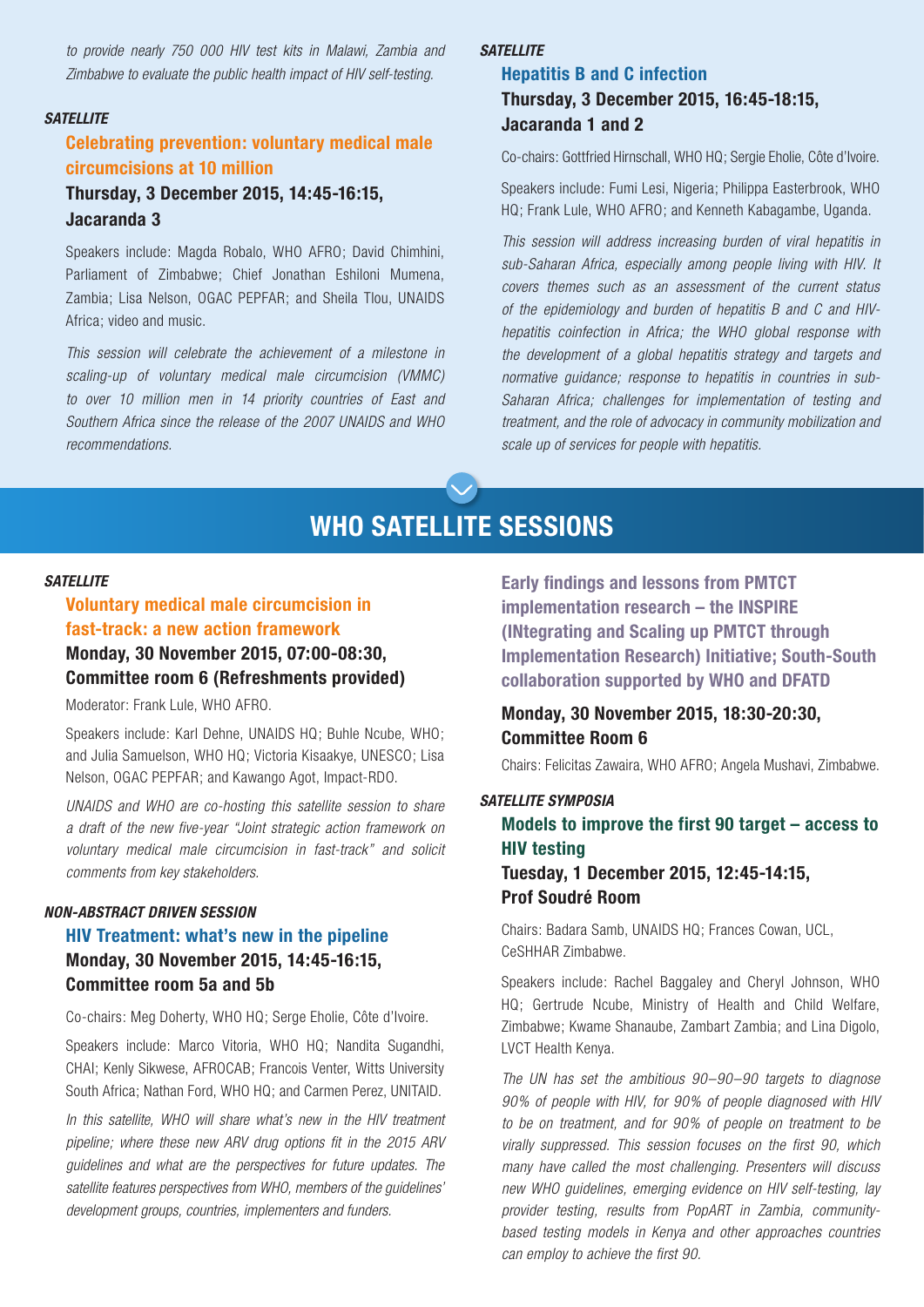to provide nearly 750 000 HIV test kits in Malawi, Zambia and Zimbabwe to evaluate the public health impact of HIV self-testing.*

***SATELLITE***

### Celebrating prevention: voluntary medical male circumcisions at 10 million

**Thursday, 3 December 2015, 14:45-16:15, Jacaranda 3**

Speakers include: Magda Robalo, WHO AFRO; David Chimhini, Parliament of Zimbabwe; Chief Jonathan Eshiloni Mumena, Zambia; Lisa Nelson, OGAC PEPFAR; and Sheila Tlou, UNAIDS Africa; video and music.

*This session will celebrate the achievement of a milestone in scaling-up of voluntary medical male circumcision (VMMC) to over 10 million men in 14 priority countries of East and Southern Africa since the release of the 2007 UNAIDS and WHO recommendations.*

***SATELLITE***

### Hepatitis B and C infection

**Thursday, 3 December 2015, 16:45-18:15, Jacaranda 1 and 2**

Co-chairs: Gottfried Hirnschall, WHO HQ; Sergie Eholie, Côte d'Ivoire.

Speakers include: Fumi Lesi, Nigeria; Philippa Easterbrook, WHO HQ; Frank Lule, WHO AFRO; and Kenneth Kabagambe, Uganda.

*This session will address increasing burden of viral hepatitis in sub-Saharan Africa, especially among people living with HIV. It covers themes such as an assessment of the current status of the epidemiology and burden of hepatitis B and C and HIV-hepatitis coinfection in Africa; the WHO global response with the development of a global hepatitis strategy and targets and normative guidance; response to hepatitis in countries in sub-Saharan Africa; challenges for implementation of testing and treatment, and the role of advocacy in community mobilization and scale up of services for people with hepatitis.*

## WHO SATELLITE SESSIONS

***SATELLITE***

### Voluntary medical male circumcision in fast-track: a new action framework

**Monday, 30 November 2015, 07:00-08:30, Committee room 6 (Refreshments provided)**

Moderator: Frank Lule, WHO AFRO.

Speakers include: Karl Dehne, UNAIDS HQ; Buhle Ncube, WHO; and Julia Samuelson, WHO HQ; Victoria Kisaakye, UNESCO; Lisa Nelson, OGAC PEPFAR; and Kawango Agot, Impact-RDO.

*UNAIDS and WHO are co-hosting this satellite session to share a draft of the new five-year "Joint strategic action framework on voluntary medical male circumcision in fast-track" and solicit comments from key stakeholders.*

***NON-ABSTRACT DRIVEN SESSION***

### HIV Treatment: what's new in the pipeline

**Monday, 30 November 2015, 14:45-16:15, Committee room 5a and 5b**

Co-chairs: Meg Doherty, WHO HQ; Serge Eholie, Côte d'Ivoire.

Speakers include: Marco Vitoria, WHO HQ; Nandita Sugandhi, CHAI; Kenly Sikwese, AFROCAB; Francois Venter, Witts University South Africa; Nathan Ford, WHO HQ; and Carmen Perez, UNITAID.

*In this satellite, WHO will share what's new in the HIV treatment pipeline; where these new ARV drug options fit in the 2015 ARV guidelines and what are the perspectives for future updates. The satellite features perspectives from WHO, members of the guidelines' development groups, countries, implementers and funders.*

### Early findings and lessons from PMTCT implementation research – the INSPIRE (INtegrating and Scaling up PMTCT through Implementation Research) Initiative; South-South collaboration supported by WHO and DFATD

**Monday, 30 November 2015, 18:30-20:30, Committee Room 6**

Chairs: Felicitas Zawaira, WHO AFRO; Angela Mushavi, Zimbabwe.

***SATELLITE SYMPOSIA***

### Models to improve the first 90 target – access to HIV testing

**Tuesday, 1 December 2015, 12:45-14:15, Prof Soudré Room**

Chairs: Badara Samb, UNAIDS HQ; Frances Cowan, UCL, CeSHHAR Zimbabwe.

Speakers include: Rachel Baggaley and Cheryl Johnson, WHO HQ; Gertrude Ncube, Ministry of Health and Child Welfare, Zimbabwe; Kwame Shanaube, Zambart Zambia; and Lina Digolo, LVCT Health Kenya.

*The UN has set the ambitious 90–90–90 targets to diagnose 90% of people with HIV, for 90% of people diagnosed with HIV to be on treatment, and for 90% of people on treatment to be virally suppressed. This session focuses on the first 90, which many have called the most challenging. Presenters will discuss new WHO guidelines, emerging evidence on HIV self-testing, lay provider testing, results from PopART in Zambia, community-based testing models in Kenya and other approaches countries can employ to achieve the first 90.*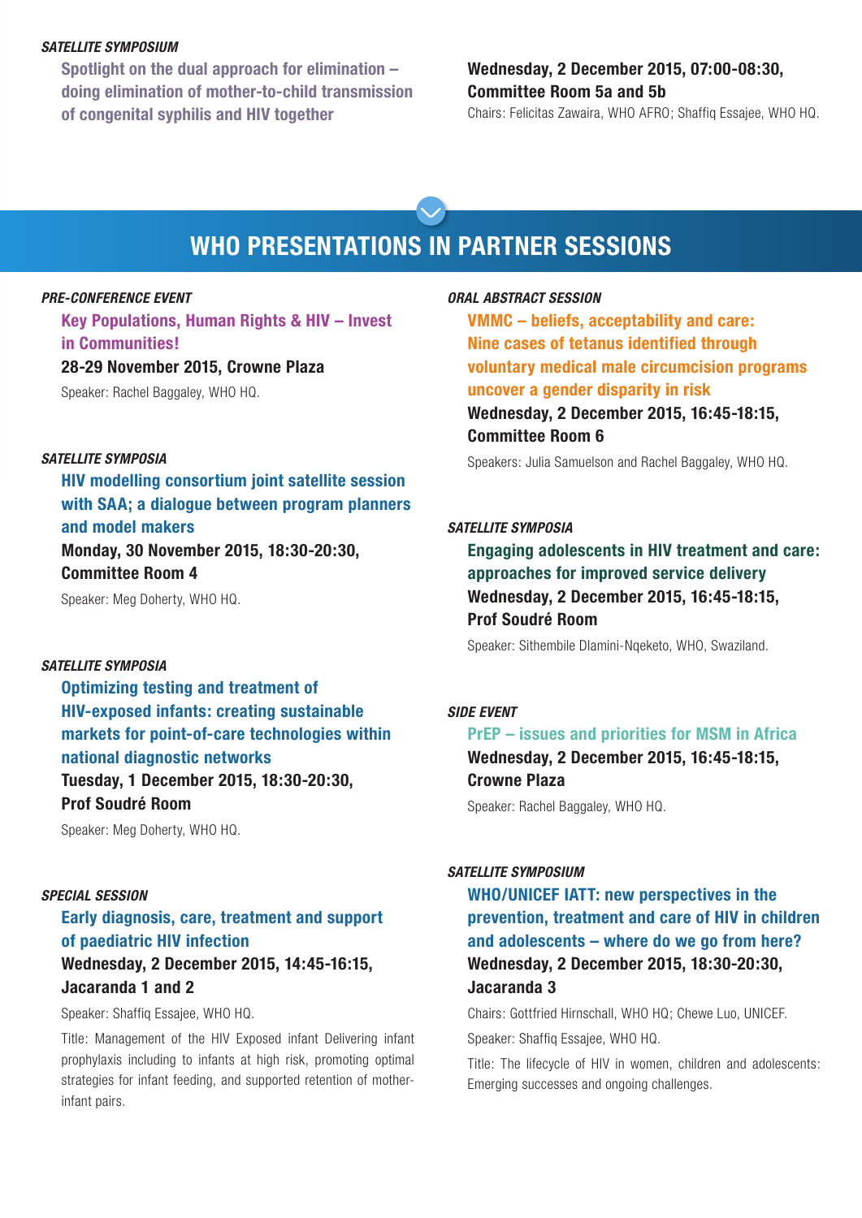*SATELLITE SYMPOSIUM*

**Spotlight on the dual approach for elimination – doing elimination of mother-to-child transmission of congenital syphilis and HIV together**

**Wednesday, 2 December 2015, 07:00-08:30, Committee Room 5a and 5b**

Chairs: Felicitas Zawaira, WHO AFRO; Shaffiq Essajee, WHO HQ.

# WHO PRESENTATIONS IN PARTNER SESSIONS

*PRE-CONFERENCE EVENT*

**Key Populations, Human Rights & HIV – Invest in Communities!**

**28-29 November 2015, Crowne Plaza**

Speaker: Rachel Baggaley, WHO HQ.

*SATELLITE SYMPOSIA*

**HIV modelling consortium joint satellite session with SAA; a dialogue between program planners and model makers**

**Monday, 30 November 2015, 18:30-20:30, Committee Room 4**

Speaker: Meg Doherty, WHO HQ.

*SATELLITE SYMPOSIA*

**Optimizing testing and treatment of HIV-exposed infants: creating sustainable markets for point-of-care technologies within national diagnostic networks**

**Tuesday, 1 December 2015, 18:30-20:30, Prof Soudré Room**

Speaker: Meg Doherty, WHO HQ.

*SPECIAL SESSION*

**Early diagnosis, care, treatment and support of paediatric HIV infection**

**Wednesday, 2 December 2015, 14:45-16:15, Jacaranda 1 and 2**

Speaker: Shaffiq Essajee, WHO HQ.

Title: Management of the HIV Exposed infant Delivering infant prophylaxis including to infants at high risk, promoting optimal strategies for infant feeding, and supported retention of mother-infant pairs.

*ORAL ABSTRACT SESSION*

**VMMC – beliefs, acceptability and care: Nine cases of tetanus identified through voluntary medical male circumcision programs uncover a gender disparity in risk**

**Wednesday, 2 December 2015, 16:45-18:15, Committee Room 6**

Speakers: Julia Samuelson and Rachel Baggaley, WHO HQ.

*SATELLITE SYMPOSIA*

**Engaging adolescents in HIV treatment and care: approaches for improved service delivery**

**Wednesday, 2 December 2015, 16:45-18:15, Prof Soudré Room**

Speaker: Sithembile Dlamini-Nqeketo, WHO, Swaziland.

*SIDE EVENT*

**PrEP – issues and priorities for MSM in Africa**

**Wednesday, 2 December 2015, 16:45-18:15, Crowne Plaza**

Speaker: Rachel Baggaley, WHO HQ.

*SATELLITE SYMPOSIUM*

**WHO/UNICEF IATT: new perspectives in the prevention, treatment and care of HIV in children and adolescents – where do we go from here?**

**Wednesday, 2 December 2015, 18:30-20:30, Jacaranda 3**

Chairs: Gottfried Hirnschall, WHO HQ; Chewe Luo, UNICEF.

Speaker: Shaffiq Essajee, WHO HQ.

Title: The lifecycle of HIV in women, children and adolescents: Emerging successes and ongoing challenges.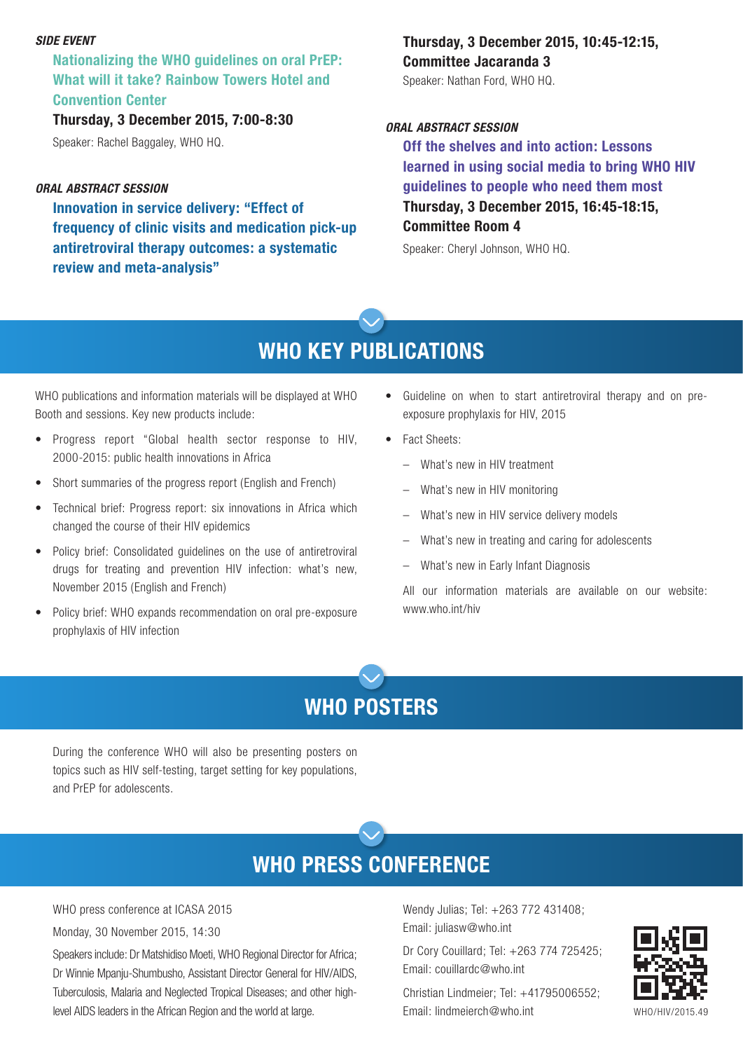*SIDE EVENT*

**Nationalizing the WHO guidelines on oral PrEP: What will it take? Rainbow Towers Hotel and Convention Center**

**Thursday, 3 December 2015, 7:00-8:30**

Speaker: Rachel Baggaley, WHO HQ.

*ORAL ABSTRACT SESSION*

**Innovation in service delivery: "Effect of frequency of clinic visits and medication pick-up antiretroviral therapy outcomes: a systematic review and meta-analysis"**

**Thursday, 3 December 2015, 10:45-12:15, Committee Jacaranda 3**

Speaker: Nathan Ford, WHO HQ.

*ORAL ABSTRACT SESSION*

**Off the shelves and into action: Lessons learned in using social media to bring WHO HIV guidelines to people who need them most**

**Thursday, 3 December 2015, 16:45-18:15, Committee Room 4**

Speaker: Cheryl Johnson, WHO HQ.

## WHO KEY PUBLICATIONS

WHO publications and information materials will be displayed at WHO Booth and sessions. Key new products include:

- Progress report "Global health sector response to HIV, 2000-2015: public health innovations in Africa
- Short summaries of the progress report (English and French)
- Technical brief: Progress report: six innovations in Africa which changed the course of their HIV epidemics
- Policy brief: Consolidated guidelines on the use of antiretroviral drugs for treating and prevention HIV infection: what's new, November 2015 (English and French)
- Policy brief: WHO expands recommendation on oral pre-exposure prophylaxis of HIV infection
- Guideline on when to start antiretroviral therapy and on pre-exposure prophylaxis for HIV, 2015
- Fact Sheets:
  - What's new in HIV treatment
  - What's new in HIV monitoring
  - What's new in HIV service delivery models
  - What's new in treating and caring for adolescents
  - What's new in Early Infant Diagnosis

All our information materials are available on our website: www.who.int/hiv

## WHO POSTERS

During the conference WHO will also be presenting posters on topics such as HIV self-testing, target setting for key populations, and PrEP for adolescents.

## WHO PRESS CONFERENCE

WHO press conference at ICASA 2015

Monday, 30 November 2015, 14:30

Speakers include: Dr Matshidiso Moeti, WHO Regional Director for Africa; Dr Winnie Mpanju-Shumbusho, Assistant Director General for HIV/AIDS, Tuberculosis, Malaria and Neglected Tropical Diseases; and other high-level AIDS leaders in the African Region and the world at large.

Wendy Julias; Tel: +263 772 431408;
Email: juliasw@who.int

Dr Cory Couillard; Tel: +263 774 725425;
Email: couillardc@who.int

Christian Lindmeier; Tel: +41795006552;
Email: lindmeierch@who.int

WHO/HIV/2015.49